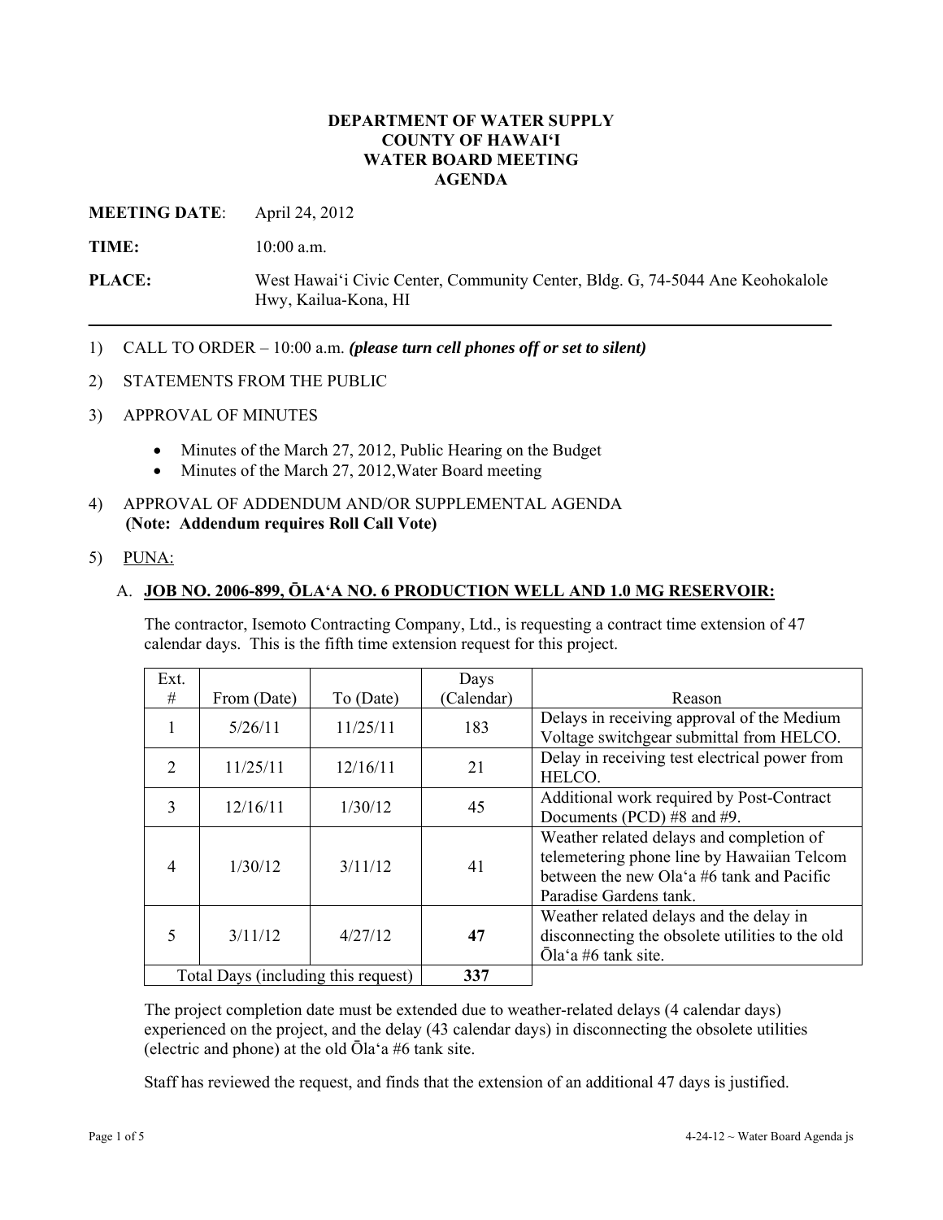# DEPARTMENT OF WATER SUPPLY
# COUNTY OF HAWAI'I
# WATER BOARD MEETING
# AGENDA

**MEETING DATE**: April 24, 2012

**TIME:** 10:00 a.m.

**PLACE:** West Hawai'i Civic Center, Community Center, Bldg. G, 74-5044 Ane Keohokalole Hwy, Kailua-Kona, HI

---

1) CALL TO ORDER – 10:00 a.m. ***(please turn cell phones off or set to silent)***

2) STATEMENTS FROM THE PUBLIC

3) APPROVAL OF MINUTES

   - Minutes of the March 27, 2012, Public Hearing on the Budget
   - Minutes of the March 27, 2012,Water Board meeting

4) APPROVAL OF ADDENDUM AND/OR SUPPLEMENTAL AGENDA
   **(Note: Addendum requires Roll Call Vote)**

5) PUNA:

   A. **JOB NO. 2006-899, ŌLA'A NO. 6 PRODUCTION WELL AND 1.0 MG RESERVOIR:**

   The contractor, Isemoto Contracting Company, Ltd., is requesting a contract time extension of 47 calendar days. This is the fifth time extension request for this project.

| Ext. # | From (Date) | To (Date) | Days (Calendar) | Reason |
|---|---|---|---|---|
| 1 | 5/26/11 | 11/25/11 | 183 | Delays in receiving approval of the Medium Voltage switchgear submittal from HELCO. |
| 2 | 11/25/11 | 12/16/11 | 21 | Delay in receiving test electrical power from HELCO. |
| 3 | 12/16/11 | 1/30/12 | 45 | Additional work required by Post-Contract Documents (PCD) #8 and #9. |
| 4 | 1/30/12 | 3/11/12 | 41 | Weather related delays and completion of telemetering phone line by Hawaiian Telcom between the new Ola'a #6 tank and Pacific Paradise Gardens tank. |
| 5 | 3/11/12 | 4/27/12 | **47** | Weather related delays and the delay in disconnecting the obsolete utilities to the old Ōla'a #6 tank site. |
| Total Days (including this request) | | | **337** | |

   The project completion date must be extended due to weather-related delays (4 calendar days) experienced on the project, and the delay (43 calendar days) in disconnecting the obsolete utilities (electric and phone) at the old Ōla'a #6 tank site.

   Staff has reviewed the request, and finds that the extension of an additional 47 days is justified.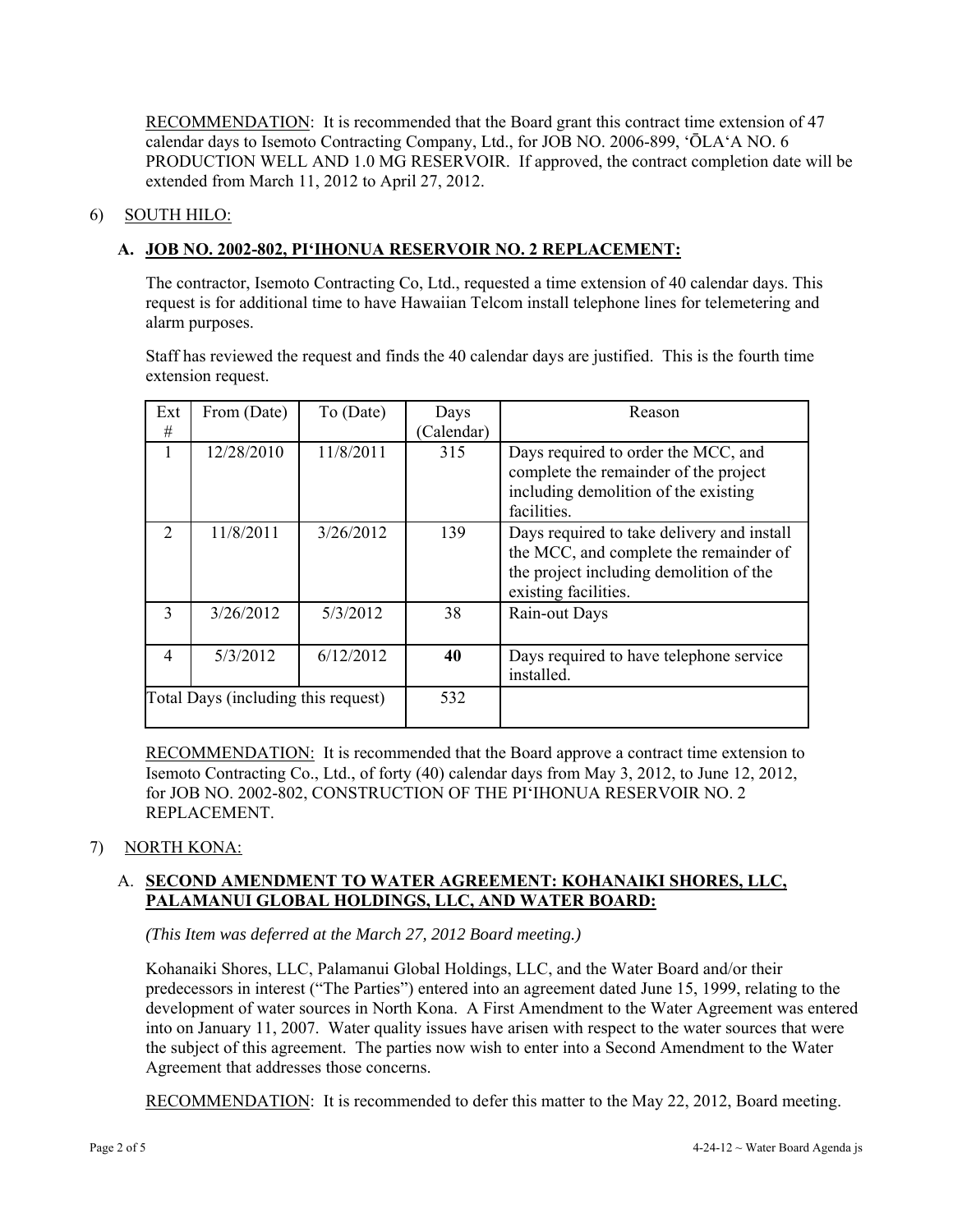RECOMMENDATION: It is recommended that the Board grant this contract time extension of 47 calendar days to Isemoto Contracting Company, Ltd., for JOB NO. 2006-899, ʻŌLAʻA NO. 6 PRODUCTION WELL AND 1.0 MG RESERVOIR. If approved, the contract completion date will be extended from March 11, 2012 to April 27, 2012.

6) SOUTH HILO:

**A. JOB NO. 2002-802, PIʻIHONUA RESERVOIR NO. 2 REPLACEMENT:**

The contractor, Isemoto Contracting Co, Ltd., requested a time extension of 40 calendar days. This request is for additional time to have Hawaiian Telcom install telephone lines for telemetering and alarm purposes.

Staff has reviewed the request and finds the 40 calendar days are justified. This is the fourth time extension request.

| Ext # | From (Date) | To (Date) | Days (Calendar) | Reason |
|---|---|---|---|---|
| 1 | 12/28/2010 | 11/8/2011 | 315 | Days required to order the MCC, and complete the remainder of the project including demolition of the existing facilities. |
| 2 | 11/8/2011 | 3/26/2012 | 139 | Days required to take delivery and install the MCC, and complete the remainder of the project including demolition of the existing facilities. |
| 3 | 3/26/2012 | 5/3/2012 | 38 | Rain-out Days |
| 4 | 5/3/2012 | 6/12/2012 | **40** | Days required to have telephone service installed. |
| Total Days (including this request) | | | 532 | |

RECOMMENDATION: It is recommended that the Board approve a contract time extension to Isemoto Contracting Co., Ltd., of forty (40) calendar days from May 3, 2012, to June 12, 2012, for JOB NO. 2002-802, CONSTRUCTION OF THE PIʻIHONUA RESERVOIR NO. 2 REPLACEMENT.

7) NORTH KONA:

A. **SECOND AMENDMENT TO WATER AGREEMENT: KOHANAIKI SHORES, LLC, PALAMANUI GLOBAL HOLDINGS, LLC, AND WATER BOARD:**

*(This Item was deferred at the March 27, 2012 Board meeting.)*

Kohanaiki Shores, LLC, Palamanui Global Holdings, LLC, and the Water Board and/or their predecessors in interest ("The Parties") entered into an agreement dated June 15, 1999, relating to the development of water sources in North Kona. A First Amendment to the Water Agreement was entered into on January 11, 2007. Water quality issues have arisen with respect to the water sources that were the subject of this agreement. The parties now wish to enter into a Second Amendment to the Water Agreement that addresses those concerns.

RECOMMENDATION: It is recommended to defer this matter to the May 22, 2012, Board meeting.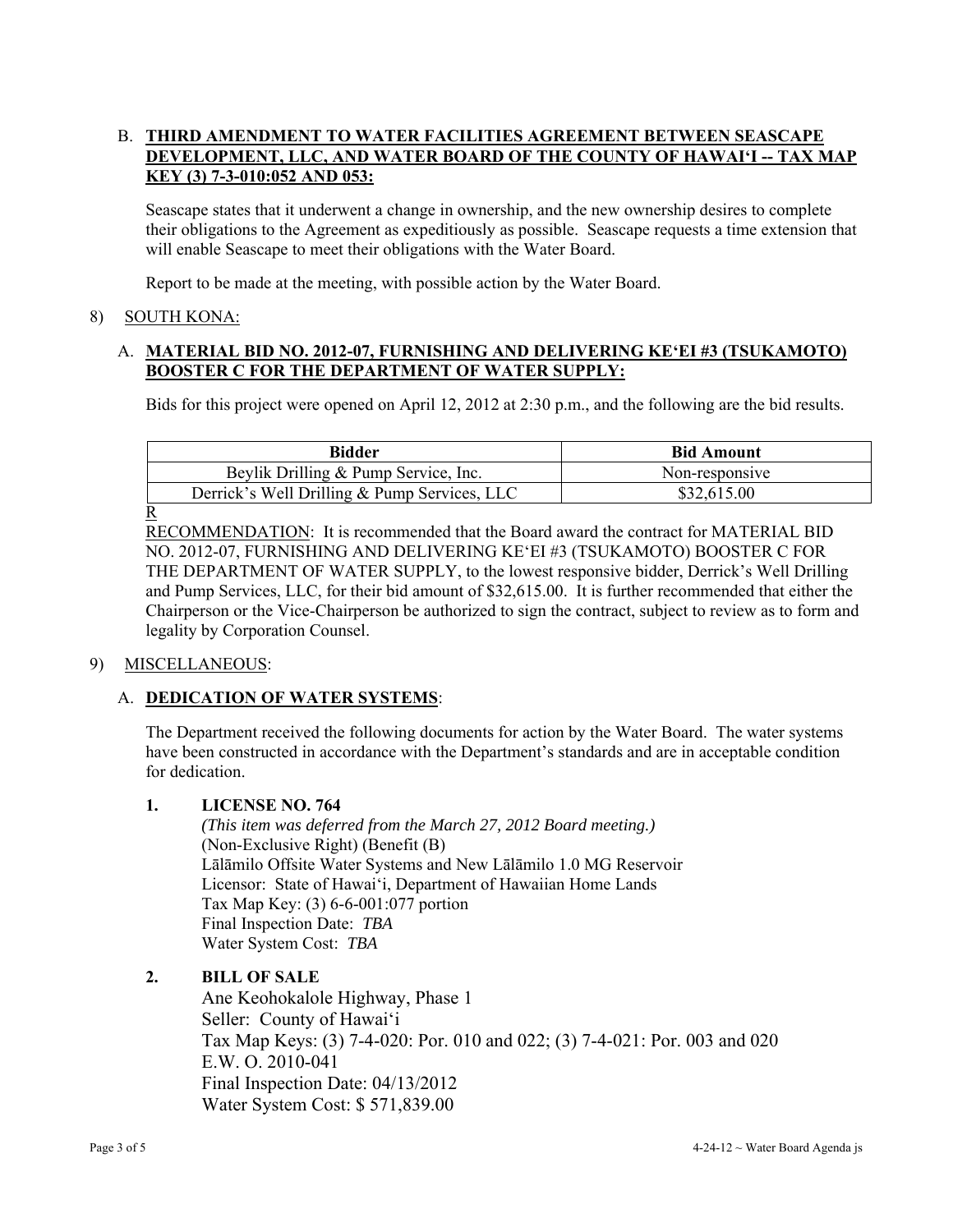B. **THIRD AMENDMENT TO WATER FACILITIES AGREEMENT BETWEEN SEASCAPE DEVELOPMENT, LLC, AND WATER BOARD OF THE COUNTY OF HAWAI'I -- TAX MAP KEY (3) 7-3-010:052 AND 053:**

Seascape states that it underwent a change in ownership, and the new ownership desires to complete their obligations to the Agreement as expeditiously as possible. Seascape requests a time extension that will enable Seascape to meet their obligations with the Water Board.

Report to be made at the meeting, with possible action by the Water Board.

8) SOUTH KONA:

A. **MATERIAL BID NO. 2012-07, FURNISHING AND DELIVERING KE'EI #3 (TSUKAMOTO) BOOSTER C FOR THE DEPARTMENT OF WATER SUPPLY:**

Bids for this project were opened on April 12, 2012 at 2:30 p.m., and the following are the bid results.

| Bidder | Bid Amount |
|---|---|
| Beylik Drilling & Pump Service, Inc. | Non-responsive |
| Derrick's Well Drilling & Pump Services, LLC | $32,615.00 |

R

RECOMMENDATION: It is recommended that the Board award the contract for MATERIAL BID NO. 2012-07, FURNISHING AND DELIVERING KE'EI #3 (TSUKAMOTO) BOOSTER C FOR THE DEPARTMENT OF WATER SUPPLY, to the lowest responsive bidder, Derrick's Well Drilling and Pump Services, LLC, for their bid amount of $32,615.00. It is further recommended that either the Chairperson or the Vice-Chairperson be authorized to sign the contract, subject to review as to form and legality by Corporation Counsel.

9) MISCELLANEOUS:

A. **DEDICATION OF WATER SYSTEMS**:

The Department received the following documents for action by the Water Board. The water systems have been constructed in accordance with the Department's standards and are in acceptable condition for dedication.

**1. LICENSE NO. 764**

*(This item was deferred from the March 27, 2012 Board meeting.)*
(Non-Exclusive Right) (Benefit (B)
Lālāmilo Offsite Water Systems and New Lālāmilo 1.0 MG Reservoir
Licensor: State of Hawai'i, Department of Hawaiian Home Lands
Tax Map Key: (3) 6-6-001:077 portion
Final Inspection Date: *TBA*
Water System Cost: *TBA*

**2. BILL OF SALE**

Ane Keohokalole Highway, Phase 1
Seller: County of Hawai'i
Tax Map Keys: (3) 7-4-020: Por. 010 and 022; (3) 7-4-021: Por. 003 and 020
E.W. O. 2010-041
Final Inspection Date: 04/13/2012
Water System Cost: $ 571,839.00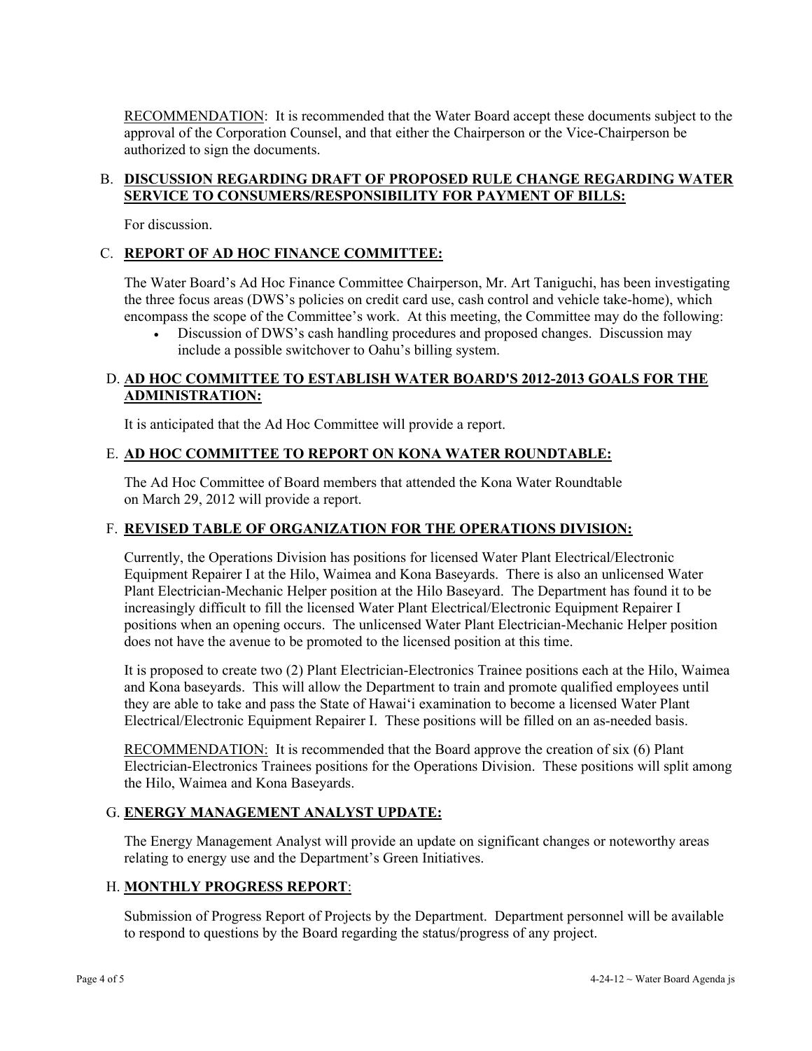RECOMMENDATION: It is recommended that the Water Board accept these documents subject to the approval of the Corporation Counsel, and that either the Chairperson or the Vice-Chairperson be authorized to sign the documents.

B. **DISCUSSION REGARDING DRAFT OF PROPOSED RULE CHANGE REGARDING WATER SERVICE TO CONSUMERS/RESPONSIBILITY FOR PAYMENT OF BILLS:**

For discussion.

C. **REPORT OF AD HOC FINANCE COMMITTEE:**

The Water Board's Ad Hoc Finance Committee Chairperson, Mr. Art Taniguchi, has been investigating the three focus areas (DWS's policies on credit card use, cash control and vehicle take-home), which encompass the scope of the Committee's work. At this meeting, the Committee may do the following:

- Discussion of DWS's cash handling procedures and proposed changes. Discussion may include a possible switchover to Oahu's billing system.

D. **AD HOC COMMITTEE TO ESTABLISH WATER BOARD'S 2012-2013 GOALS FOR THE ADMINISTRATION:**

It is anticipated that the Ad Hoc Committee will provide a report.

E. **AD HOC COMMITTEE TO REPORT ON KONA WATER ROUNDTABLE:**

The Ad Hoc Committee of Board members that attended the Kona Water Roundtable on March 29, 2012 will provide a report.

F. **REVISED TABLE OF ORGANIZATION FOR THE OPERATIONS DIVISION:**

Currently, the Operations Division has positions for licensed Water Plant Electrical/Electronic Equipment Repairer I at the Hilo, Waimea and Kona Baseyards. There is also an unlicensed Water Plant Electrician-Mechanic Helper position at the Hilo Baseyard. The Department has found it to be increasingly difficult to fill the licensed Water Plant Electrical/Electronic Equipment Repairer I positions when an opening occurs. The unlicensed Water Plant Electrician-Mechanic Helper position does not have the avenue to be promoted to the licensed position at this time.

It is proposed to create two (2) Plant Electrician-Electronics Trainee positions each at the Hilo, Waimea and Kona baseyards. This will allow the Department to train and promote qualified employees until they are able to take and pass the State of Hawai'i examination to become a licensed Water Plant Electrical/Electronic Equipment Repairer I. These positions will be filled on an as-needed basis.

RECOMMENDATION: It is recommended that the Board approve the creation of six (6) Plant Electrician-Electronics Trainees positions for the Operations Division. These positions will split among the Hilo, Waimea and Kona Baseyards.

G. **ENERGY MANAGEMENT ANALYST UPDATE:**

The Energy Management Analyst will provide an update on significant changes or noteworthy areas relating to energy use and the Department's Green Initiatives.

H. **MONTHLY PROGRESS REPORT**:

Submission of Progress Report of Projects by the Department. Department personnel will be available to respond to questions by the Board regarding the status/progress of any project.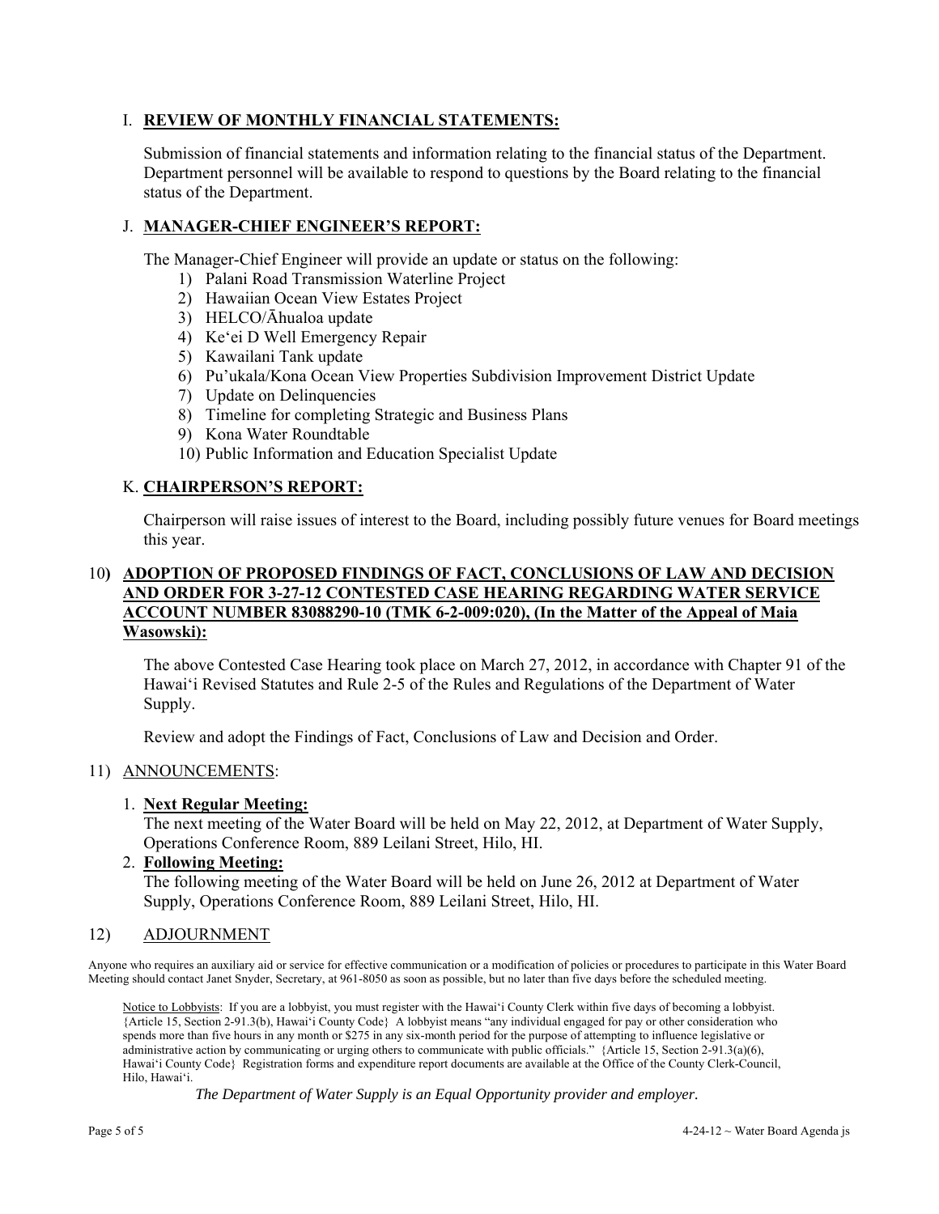I. **REVIEW OF MONTHLY FINANCIAL STATEMENTS:**

Submission of financial statements and information relating to the financial status of the Department. Department personnel will be available to respond to questions by the Board relating to the financial status of the Department.

J. **MANAGER-CHIEF ENGINEER'S REPORT:**

The Manager-Chief Engineer will provide an update or status on the following:

1) Palani Road Transmission Waterline Project
2) Hawaiian Ocean View Estates Project
3) HELCO/Āhualoa update
4) Ke'ei D Well Emergency Repair
5) Kawailani Tank update
6) Pu'ukala/Kona Ocean View Properties Subdivision Improvement District Update
7) Update on Delinquencies
8) Timeline for completing Strategic and Business Plans
9) Kona Water Roundtable
10) Public Information and Education Specialist Update

K. **CHAIRPERSON'S REPORT:**

Chairperson will raise issues of interest to the Board, including possibly future venues for Board meetings this year.

10**) ADOPTION OF PROPOSED FINDINGS OF FACT, CONCLUSIONS OF LAW AND DECISION AND ORDER FOR 3-27-12 CONTESTED CASE HEARING REGARDING WATER SERVICE ACCOUNT NUMBER 83088290-10 (TMK 6-2-009:020), (In the Matter of the Appeal of Maia Wasowski):**

The above Contested Case Hearing took place on March 27, 2012, in accordance with Chapter 91 of the Hawai'i Revised Statutes and Rule 2-5 of the Rules and Regulations of the Department of Water Supply.

Review and adopt the Findings of Fact, Conclusions of Law and Decision and Order.

11) ANNOUNCEMENTS:

1. **Next Regular Meeting:**
The next meeting of the Water Board will be held on May 22, 2012, at Department of Water Supply, Operations Conference Room, 889 Leilani Street, Hilo, HI.

2. **Following Meeting:**
The following meeting of the Water Board will be held on June 26, 2012 at Department of Water Supply, Operations Conference Room, 889 Leilani Street, Hilo, HI.

12) ADJOURNMENT

Anyone who requires an auxiliary aid or service for effective communication or a modification of policies or procedures to participate in this Water Board Meeting should contact Janet Snyder, Secretary, at 961-8050 as soon as possible, but no later than five days before the scheduled meeting.

Notice to Lobbyists: If you are a lobbyist, you must register with the Hawai'i County Clerk within five days of becoming a lobbyist. {Article 15, Section 2-91.3(b), Hawai'i County Code} A lobbyist means "any individual engaged for pay or other consideration who spends more than five hours in any month or $275 in any six-month period for the purpose of attempting to influence legislative or administrative action by communicating or urging others to communicate with public officials." {Article 15, Section 2-91.3(a)(6), Hawai'i County Code} Registration forms and expenditure report documents are available at the Office of the County Clerk-Council, Hilo, Hawai'i.

*The Department of Water Supply is an Equal Opportunity provider and employer.*